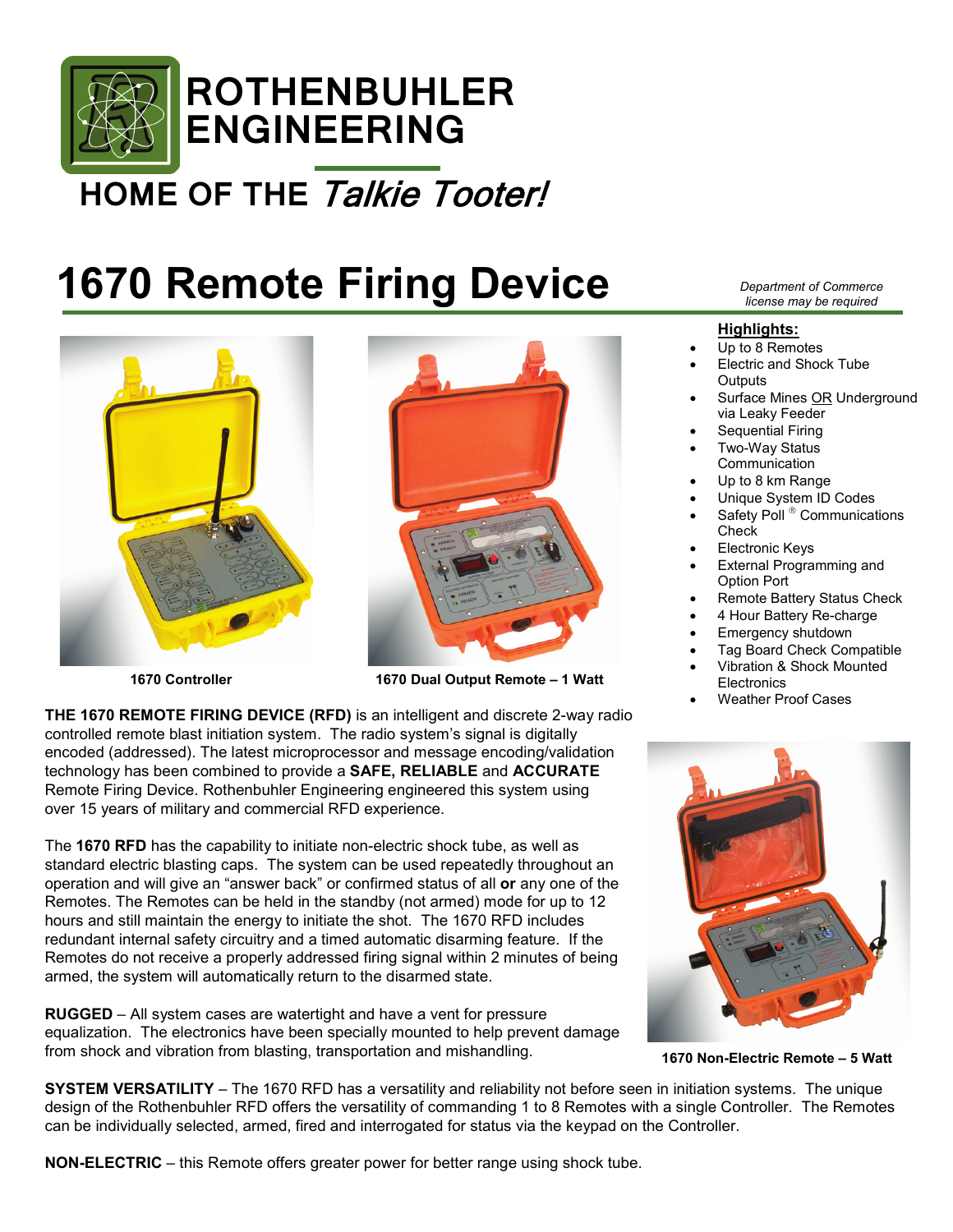# ROTHENBUHLER ENGINEERING

## HOME OF THE *Talkie Tooter!*

# 1670 Remote Firing Device

*Department of Commerce license may be required*

1670 Controller

1670 Dual Output Remote – 1 Watt

**Highlights:**

- Up to 8 Remotes
- Electric and Shock Tube Outputs
- Surface Mines OR Underground via Leaky Feeder
- Sequential Firing
- Two-Way Status Communication
- Up to 8 km Range
- Unique System ID Codes
- Safety Poll ® Communications Check
- Electronic Keys
- External Programming and Option Port
- Remote Battery Status Check
- 4 Hour Battery Re-charge
- Emergency shutdown
- Tag Board Check Compatible
- Vibration & Shock Mounted Electronics
- Weather Proof Cases

**THE 1670 REMOTE FIRING DEVICE (RFD)** is an intelligent and discrete 2-way radio controlled remote blast initiation system. The radio system's signal is digitally encoded (addressed). The latest microprocessor and message encoding/validation technology has been combined to provide a **SAFE, RELIABLE** and **ACCURATE** Remote Firing Device. Rothenbuhler Engineering engineered this system using over 15 years of military and commercial RFD experience.

The **1670 RFD** has the capability to initiate non-electric shock tube, as well as standard electric blasting caps. The system can be used repeatedly throughout an operation and will give an "answer back" or confirmed status of all **or** any one of the Remotes. The Remotes can be held in the standby (not armed) mode for up to 12 hours and still maintain the energy to initiate the shot. The 1670 RFD includes redundant internal safety circuitry and a timed automatic disarming feature. If the Remotes do not receive a properly addressed firing signal within 2 minutes of being armed, the system will automatically return to the disarmed state.

**RUGGED** – All system cases are watertight and have a vent for pressure equalization. The electronics have been specially mounted to help prevent damage from shock and vibration from blasting, transportation and mishandling.

1670 Non-Electric Remote – 5 Watt

**SYSTEM VERSATILITY** – The 1670 RFD has a versatility and reliability not before seen in initiation systems. The unique design of the Rothenbuhler RFD offers the versatility of commanding 1 to 8 Remotes with a single Controller. The Remotes can be individually selected, armed, fired and interrogated for status via the keypad on the Controller.

**NON-ELECTRIC** – this Remote offers greater power for better range using shock tube.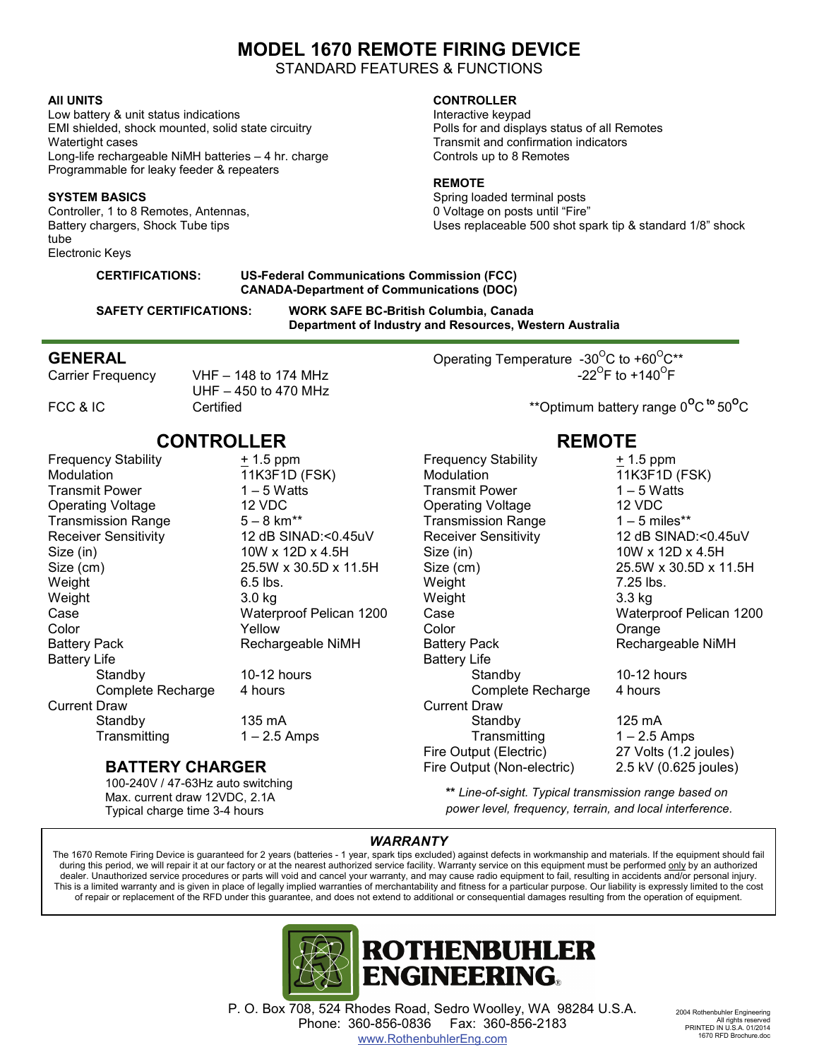# MODEL 1670 REMOTE FIRING DEVICE

STANDARD FEATURES & FUNCTIONS

**All UNITS**

Low battery & unit status indications
EMI shielded, shock mounted, solid state circuitry
Watertight cases
Long-life rechargeable NiMH batteries – 4 hr. charge
Programmable for leaky feeder & repeaters

**SYSTEM BASICS**

Controller, 1 to 8 Remotes, Antennas,
Battery chargers, Shock Tube tips
tube
Electronic Keys

**CONTROLLER**

Interactive keypad
Polls for and displays status of all Remotes
Transmit and confirmation indicators
Controls up to 8 Remotes

**REMOTE**

Spring loaded terminal posts
0 Voltage on posts until "Fire"
Uses replaceable 500 shot spark tip & standard 1/8" shock

**CERTIFICATIONS:** **US-Federal Communications Commission (FCC)**
**CANADA-Department of Communications (DOC)**

**SAFETY CERTIFICATIONS:** **WORK SAFE BC-British Columbia, Canada**
**Department of Industry and Resources, Western Australia**

## GENERAL

| | |
|---|---|
| Carrier Frequency | VHF – 148 to 174 MHz<br>UHF – 450 to 470 MHz |
| FCC & IC | Certified |

Operating Temperature -30$^{O}$C to +60$^{O}$C**
-22$^{O}$F to +140$^{O}$F

**Optimum battery range 0$^{O}$C to 50$^{O}$C

## CONTROLLER

| | |
|---|---|
| Frequency Stability | ± 1.5 ppm |
| Modulation | 11K3F1D (FSK) |
| Transmit Power | 1 – 5 Watts |
| Operating Voltage | 12 VDC |
| Transmission Range | 5 – 8 km** |
| Receiver Sensitivity | 12 dB SINAD:<0.45uV |
| Size (in) | 10W x 12D x 4.5H |
| Size (cm) | 25.5W x 30.5D x 11.5H |
| Weight | 6.5 lbs. |
| Weight | 3.0 kg |
| Case | Waterproof Pelican 1200 |
| Color | Yellow |
| Battery Pack | Rechargeable NiMH |
| Battery Life | |
| Standby | 10-12 hours |
| Complete Recharge | 4 hours |
| Current Draw | |
| Standby | 135 mA |
| Transmitting | 1 – 2.5 Amps |

## BATTERY CHARGER

100-240V / 47-63Hz auto switching
Max. current draw 12VDC, 2.1A
Typical charge time 3-4 hours

## REMOTE

| | |
|---|---|
| Frequency Stability | ± 1.5 ppm |
| Modulation | 11K3F1D (FSK) |
| Transmit Power | 1 – 5 Watts |
| Operating Voltage | 12 VDC |
| Transmission Range | 1 – 5 miles** |
| Receiver Sensitivity | 12 dB SINAD:<0.45uV |
| Size (in) | 10W x 12D x 4.5H |
| Size (cm) | 25.5W x 30.5D x 11.5H |
| Weight | 7.25 lbs. |
| Weight | 3.3 kg |
| Case | Waterproof Pelican 1200 |
| Color | Orange |
| Battery Pack | Rechargeable NiMH |
| Battery Life | |
| Standby | 10-12 hours |
| Complete Recharge | 4 hours |
| Current Draw | |
| Standby | 125 mA |
| Transmitting | 1 – 2.5 Amps |
| Fire Output (Electric) | 27 Volts (1.2 joules) |
| Fire Output (Non-electric) | 2.5 kV (0.625 joules) |

***\*\* Line-of-sight.** Typical transmission range based on power level, frequency, terrain, and local interference.*

### *WARRANTY*

The 1670 Remote Firing Device is guaranteed for 2 years (batteries - 1 year, spark tips excluded) against defects in workmanship and materials. If the equipment should fail during this period, we will repair it at our factory or at the nearest authorized service facility. Warranty service on this equipment must be performed only by an authorized dealer. Unauthorized service procedures or parts will void and cancel your warranty, and may cause radio equipment to fail, resulting in accidents and/or personal injury. This is a limited warranty and is given in place of legally implied warranties of merchantability and fitness for a particular purpose. Our liability is expressly limited to the cost of repair or replacement of the RFD under this guarantee, and does not extend to additional or consequential damages resulting from the operation of equipment.

**ROTHENBUHLER ENGINEERING®**

P. O. Box 708, 524 Rhodes Road, Sedro Woolley, WA 98284 U.S.A.
Phone: 360-856-0836 Fax: 360-856-2183
www.RothenbuhlerEng.com

2004 Rothenbuhler Engineering
All rights reserved
PRINTED IN U.S.A. 01/2014
1670 RFD Brochure.doc